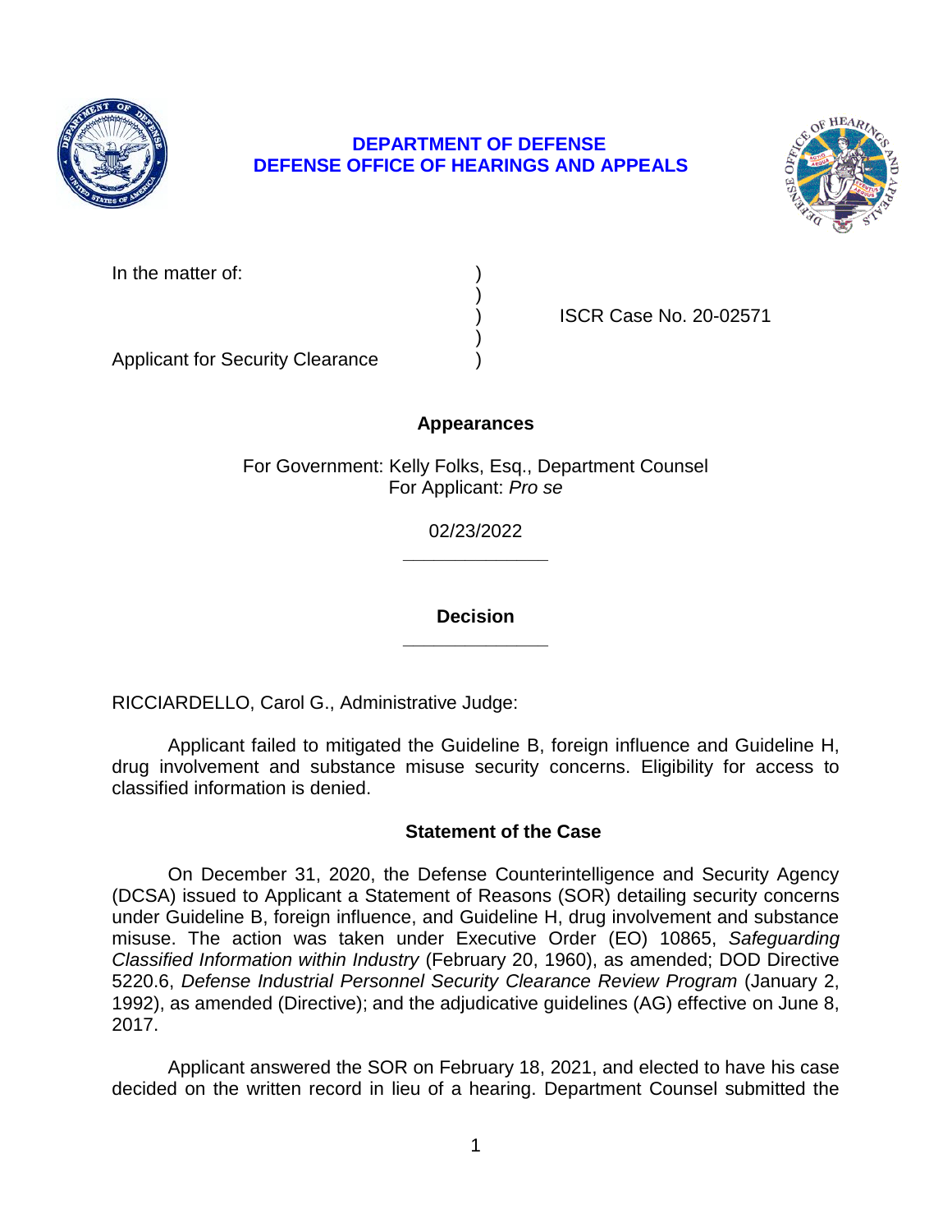**DEPARTMENT OF DEFENSE**
**DEFENSE OFFICE OF HEARINGS AND APPEALS**

| | | |
|---|---|---|
| In the matter of: | ) | |
| | ) | |
| | ) | ISCR Case No. 20-02571 |
| | ) | |
| Applicant for Security Clearance | ) | |

**Appearances**

For Government: Kelly Folks, Esq., Department Counsel
For Applicant: *Pro se*

02/23/2022

______________

**Decision**

______________

RICCIARDELLO, Carol G., Administrative Judge:

Applicant failed to mitigated the Guideline B, foreign influence and Guideline H, drug involvement and substance misuse security concerns. Eligibility for access to classified information is denied.

## Statement of the Case

On December 31, 2020, the Defense Counterintelligence and Security Agency (DCSA) issued to Applicant a Statement of Reasons (SOR) detailing security concerns under Guideline B, foreign influence, and Guideline H, drug involvement and substance misuse. The action was taken under Executive Order (EO) 10865, *Safeguarding Classified Information within Industry* (February 20, 1960), as amended; DOD Directive 5220.6, *Defense Industrial Personnel Security Clearance Review Program* (January 2, 1992), as amended (Directive); and the adjudicative guidelines (AG) effective on June 8, 2017.

Applicant answered the SOR on February 18, 2021, and elected to have his case decided on the written record in lieu of a hearing. Department Counsel submitted the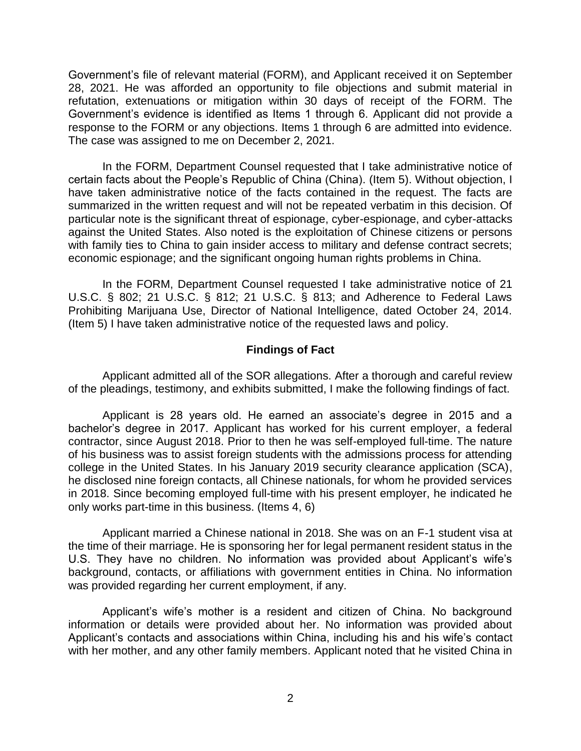Government's file of relevant material (FORM), and Applicant received it on September 28, 2021. He was afforded an opportunity to file objections and submit material in refutation, extenuations or mitigation within 30 days of receipt of the FORM. The Government's evidence is identified as Items 1 through 6. Applicant did not provide a response to the FORM or any objections. Items 1 through 6 are admitted into evidence. The case was assigned to me on December 2, 2021.

In the FORM, Department Counsel requested that I take administrative notice of certain facts about the People's Republic of China (China). (Item 5). Without objection, I have taken administrative notice of the facts contained in the request. The facts are summarized in the written request and will not be repeated verbatim in this decision. Of particular note is the significant threat of espionage, cyber-espionage, and cyber-attacks against the United States. Also noted is the exploitation of Chinese citizens or persons with family ties to China to gain insider access to military and defense contract secrets; economic espionage; and the significant ongoing human rights problems in China.

In the FORM, Department Counsel requested I take administrative notice of 21 U.S.C. § 802; 21 U.S.C. § 812; 21 U.S.C. § 813; and Adherence to Federal Laws Prohibiting Marijuana Use, Director of National Intelligence, dated October 24, 2014. (Item 5) I have taken administrative notice of the requested laws and policy.

## Findings of Fact

Applicant admitted all of the SOR allegations. After a thorough and careful review of the pleadings, testimony, and exhibits submitted, I make the following findings of fact.

Applicant is 28 years old. He earned an associate's degree in 2015 and a bachelor's degree in 2017. Applicant has worked for his current employer, a federal contractor, since August 2018. Prior to then he was self-employed full-time. The nature of his business was to assist foreign students with the admissions process for attending college in the United States. In his January 2019 security clearance application (SCA), he disclosed nine foreign contacts, all Chinese nationals, for whom he provided services in 2018. Since becoming employed full-time with his present employer, he indicated he only works part-time in this business. (Items 4, 6)

Applicant married a Chinese national in 2018. She was on an F-1 student visa at the time of their marriage. He is sponsoring her for legal permanent resident status in the U.S. They have no children. No information was provided about Applicant's wife's background, contacts, or affiliations with government entities in China. No information was provided regarding her current employment, if any.

Applicant's wife's mother is a resident and citizen of China. No background information or details were provided about her. No information was provided about Applicant's contacts and associations within China, including his and his wife's contact with her mother, and any other family members. Applicant noted that he visited China in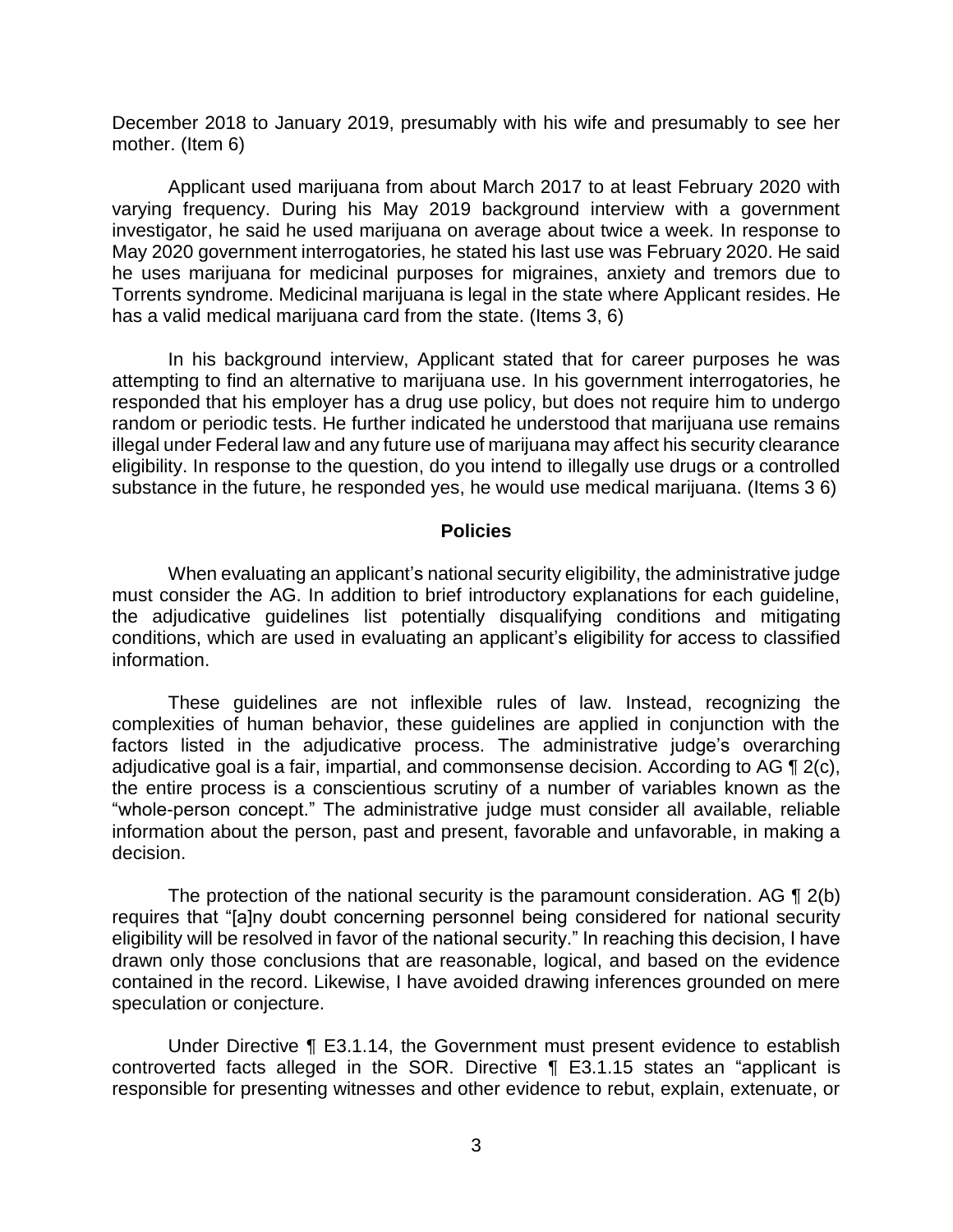December 2018 to January 2019, presumably with his wife and presumably to see her mother. (Item 6)

Applicant used marijuana from about March 2017 to at least February 2020 with varying frequency. During his May 2019 background interview with a government investigator, he said he used marijuana on average about twice a week. In response to May 2020 government interrogatories, he stated his last use was February 2020. He said he uses marijuana for medicinal purposes for migraines, anxiety and tremors due to Torrents syndrome. Medicinal marijuana is legal in the state where Applicant resides. He has a valid medical marijuana card from the state. (Items 3, 6)

In his background interview, Applicant stated that for career purposes he was attempting to find an alternative to marijuana use. In his government interrogatories, he responded that his employer has a drug use policy, but does not require him to undergo random or periodic tests. He further indicated he understood that marijuana use remains illegal under Federal law and any future use of marijuana may affect his security clearance eligibility. In response to the question, do you intend to illegally use drugs or a controlled substance in the future, he responded yes, he would use medical marijuana. (Items 3 6)

## Policies

When evaluating an applicant's national security eligibility, the administrative judge must consider the AG. In addition to brief introductory explanations for each guideline, the adjudicative guidelines list potentially disqualifying conditions and mitigating conditions, which are used in evaluating an applicant's eligibility for access to classified information.

These guidelines are not inflexible rules of law. Instead, recognizing the complexities of human behavior, these guidelines are applied in conjunction with the factors listed in the adjudicative process. The administrative judge's overarching adjudicative goal is a fair, impartial, and commonsense decision. According to AG ¶ 2(c), the entire process is a conscientious scrutiny of a number of variables known as the "whole-person concept." The administrative judge must consider all available, reliable information about the person, past and present, favorable and unfavorable, in making a decision.

The protection of the national security is the paramount consideration. AG ¶ 2(b) requires that "[a]ny doubt concerning personnel being considered for national security eligibility will be resolved in favor of the national security." In reaching this decision, I have drawn only those conclusions that are reasonable, logical, and based on the evidence contained in the record. Likewise, I have avoided drawing inferences grounded on mere speculation or conjecture.

Under Directive ¶ E3.1.14, the Government must present evidence to establish controverted facts alleged in the SOR. Directive ¶ E3.1.15 states an "applicant is responsible for presenting witnesses and other evidence to rebut, explain, extenuate, or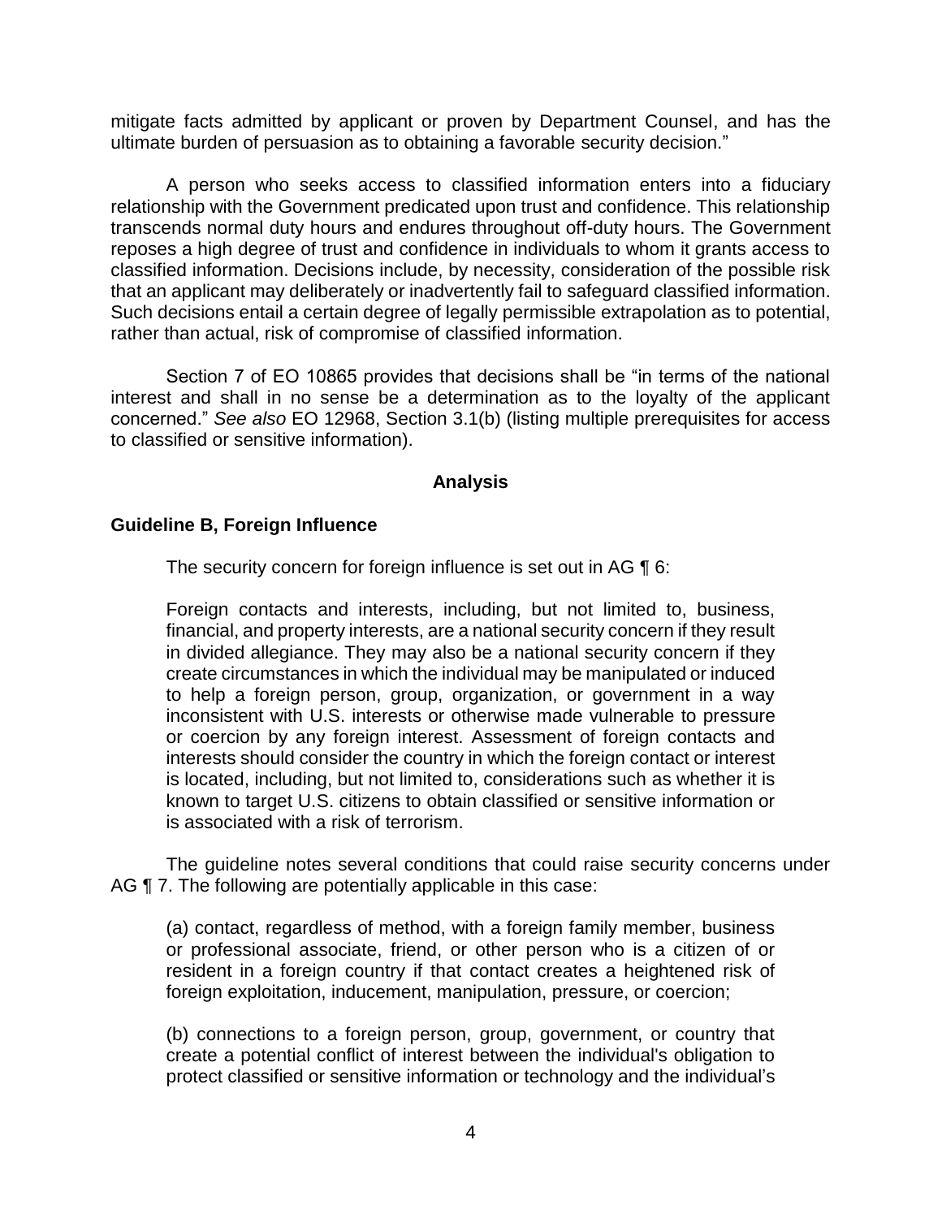mitigate facts admitted by applicant or proven by Department Counsel, and has the ultimate burden of persuasion as to obtaining a favorable security decision."

A person who seeks access to classified information enters into a fiduciary relationship with the Government predicated upon trust and confidence. This relationship transcends normal duty hours and endures throughout off-duty hours. The Government reposes a high degree of trust and confidence in individuals to whom it grants access to classified information. Decisions include, by necessity, consideration of the possible risk that an applicant may deliberately or inadvertently fail to safeguard classified information. Such decisions entail a certain degree of legally permissible extrapolation as to potential, rather than actual, risk of compromise of classified information.

Section 7 of EO 10865 provides that decisions shall be "in terms of the national interest and shall in no sense be a determination as to the loyalty of the applicant concerned." *See also* EO 12968, Section 3.1(b) (listing multiple prerequisites for access to classified or sensitive information).

## Analysis

### Guideline B, Foreign Influence

The security concern for foreign influence is set out in AG ¶ 6:

> Foreign contacts and interests, including, but not limited to, business, financial, and property interests, are a national security concern if they result in divided allegiance. They may also be a national security concern if they create circumstances in which the individual may be manipulated or induced to help a foreign person, group, organization, or government in a way inconsistent with U.S. interests or otherwise made vulnerable to pressure or coercion by any foreign interest. Assessment of foreign contacts and interests should consider the country in which the foreign contact or interest is located, including, but not limited to, considerations such as whether it is known to target U.S. citizens to obtain classified or sensitive information or is associated with a risk of terrorism.

The guideline notes several conditions that could raise security concerns under AG ¶ 7. The following are potentially applicable in this case:

> (a) contact, regardless of method, with a foreign family member, business or professional associate, friend, or other person who is a citizen of or resident in a foreign country if that contact creates a heightened risk of foreign exploitation, inducement, manipulation, pressure, or coercion;
>
> (b) connections to a foreign person, group, government, or country that create a potential conflict of interest between the individual's obligation to protect classified or sensitive information or technology and the individual's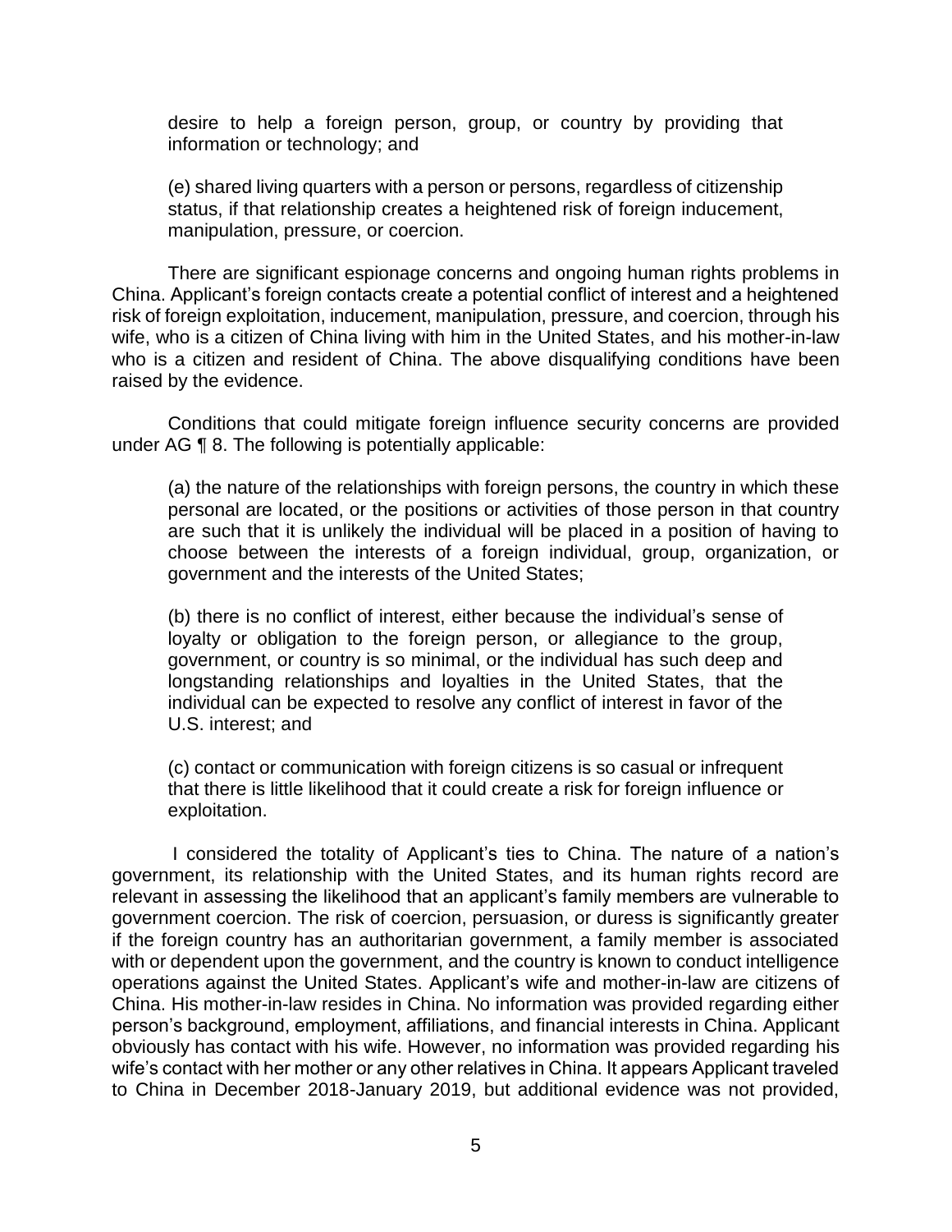desire to help a foreign person, group, or country by providing that information or technology; and

(e) shared living quarters with a person or persons, regardless of citizenship status, if that relationship creates a heightened risk of foreign inducement, manipulation, pressure, or coercion.

There are significant espionage concerns and ongoing human rights problems in China. Applicant's foreign contacts create a potential conflict of interest and a heightened risk of foreign exploitation, inducement, manipulation, pressure, and coercion, through his wife, who is a citizen of China living with him in the United States, and his mother-in-law who is a citizen and resident of China. The above disqualifying conditions have been raised by the evidence.

Conditions that could mitigate foreign influence security concerns are provided under AG ¶ 8. The following is potentially applicable:

(a) the nature of the relationships with foreign persons, the country in which these personal are located, or the positions or activities of those person in that country are such that it is unlikely the individual will be placed in a position of having to choose between the interests of a foreign individual, group, organization, or government and the interests of the United States;

(b) there is no conflict of interest, either because the individual's sense of loyalty or obligation to the foreign person, or allegiance to the group, government, or country is so minimal, or the individual has such deep and longstanding relationships and loyalties in the United States, that the individual can be expected to resolve any conflict of interest in favor of the U.S. interest; and

(c) contact or communication with foreign citizens is so casual or infrequent that there is little likelihood that it could create a risk for foreign influence or exploitation.

I considered the totality of Applicant's ties to China. The nature of a nation's government, its relationship with the United States, and its human rights record are relevant in assessing the likelihood that an applicant's family members are vulnerable to government coercion. The risk of coercion, persuasion, or duress is significantly greater if the foreign country has an authoritarian government, a family member is associated with or dependent upon the government, and the country is known to conduct intelligence operations against the United States. Applicant's wife and mother-in-law are citizens of China. His mother-in-law resides in China. No information was provided regarding either person's background, employment, affiliations, and financial interests in China. Applicant obviously has contact with his wife. However, no information was provided regarding his wife's contact with her mother or any other relatives in China. It appears Applicant traveled to China in December 2018-January 2019, but additional evidence was not provided,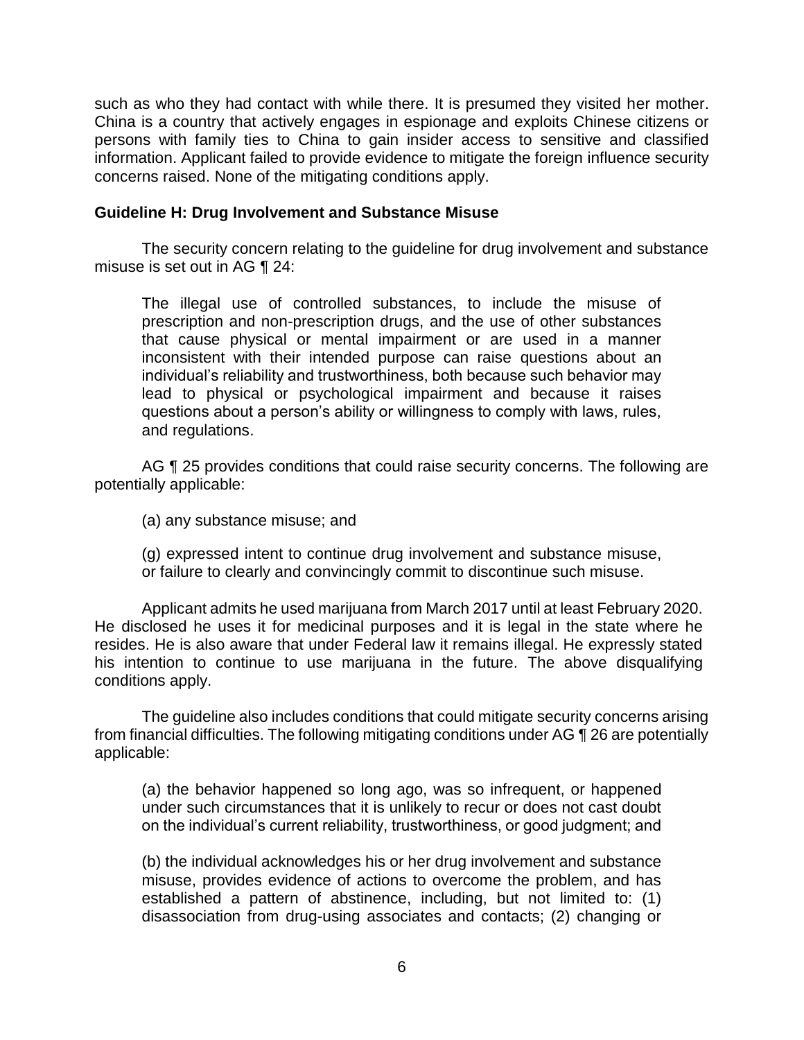such as who they had contact with while there. It is presumed they visited her mother. China is a country that actively engages in espionage and exploits Chinese citizens or persons with family ties to China to gain insider access to sensitive and classified information. Applicant failed to provide evidence to mitigate the foreign influence security concerns raised. None of the mitigating conditions apply.

**Guideline H: Drug Involvement and Substance Misuse**

The security concern relating to the guideline for drug involvement and substance misuse is set out in AG ¶ 24:

> The illegal use of controlled substances, to include the misuse of prescription and non-prescription drugs, and the use of other substances that cause physical or mental impairment or are used in a manner inconsistent with their intended purpose can raise questions about an individual's reliability and trustworthiness, both because such behavior may lead to physical or psychological impairment and because it raises questions about a person's ability or willingness to comply with laws, rules, and regulations.

AG ¶ 25 provides conditions that could raise security concerns. The following are potentially applicable:

> (a) any substance misuse; and
>
> (g) expressed intent to continue drug involvement and substance misuse, or failure to clearly and convincingly commit to discontinue such misuse.

Applicant admits he used marijuana from March 2017 until at least February 2020. He disclosed he uses it for medicinal purposes and it is legal in the state where he resides. He is also aware that under Federal law it remains illegal. He expressly stated his intention to continue to use marijuana in the future. The above disqualifying conditions apply.

The guideline also includes conditions that could mitigate security concerns arising from financial difficulties. The following mitigating conditions under AG ¶ 26 are potentially applicable:

> (a) the behavior happened so long ago, was so infrequent, or happened under such circumstances that it is unlikely to recur or does not cast doubt on the individual's current reliability, trustworthiness, or good judgment; and
>
> (b) the individual acknowledges his or her drug involvement and substance misuse, provides evidence of actions to overcome the problem, and has established a pattern of abstinence, including, but not limited to: (1) disassociation from drug-using associates and contacts; (2) changing or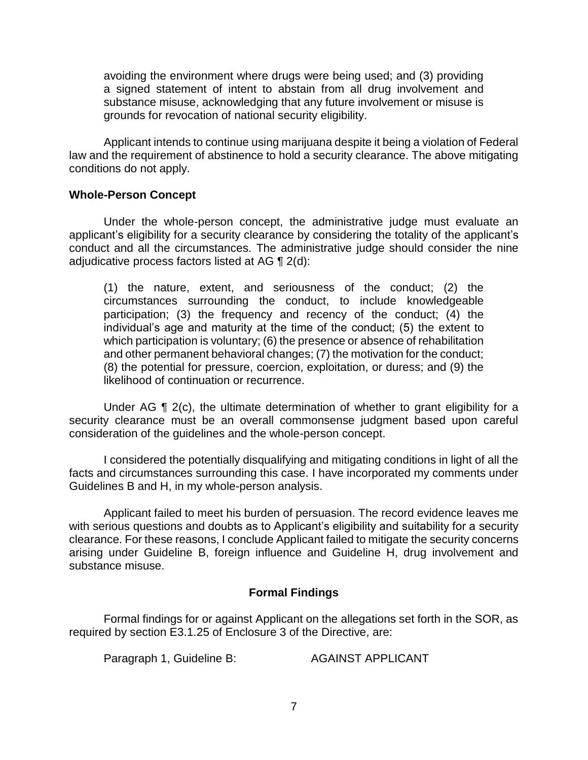avoiding the environment where drugs were being used; and (3) providing a signed statement of intent to abstain from all drug involvement and substance misuse, acknowledging that any future involvement or misuse is grounds for revocation of national security eligibility.

Applicant intends to continue using marijuana despite it being a violation of Federal law and the requirement of abstinence to hold a security clearance. The above mitigating conditions do not apply.

## Whole-Person Concept

Under the whole-person concept, the administrative judge must evaluate an applicant's eligibility for a security clearance by considering the totality of the applicant's conduct and all the circumstances. The administrative judge should consider the nine adjudicative process factors listed at AG ¶ 2(d):

> (1) the nature, extent, and seriousness of the conduct; (2) the circumstances surrounding the conduct, to include knowledgeable participation; (3) the frequency and recency of the conduct; (4) the individual's age and maturity at the time of the conduct; (5) the extent to which participation is voluntary; (6) the presence or absence of rehabilitation and other permanent behavioral changes; (7) the motivation for the conduct; (8) the potential for pressure, coercion, exploitation, or duress; and (9) the likelihood of continuation or recurrence.

Under AG ¶ 2(c), the ultimate determination of whether to grant eligibility for a security clearance must be an overall commonsense judgment based upon careful consideration of the guidelines and the whole-person concept.

I considered the potentially disqualifying and mitigating conditions in light of all the facts and circumstances surrounding this case. I have incorporated my comments under Guidelines B and H, in my whole-person analysis.

Applicant failed to meet his burden of persuasion. The record evidence leaves me with serious questions and doubts as to Applicant's eligibility and suitability for a security clearance. For these reasons, I conclude Applicant failed to mitigate the security concerns arising under Guideline B, foreign influence and Guideline H, drug involvement and substance misuse.

## Formal Findings

Formal findings for or against Applicant on the allegations set forth in the SOR, as required by section E3.1.25 of Enclosure 3 of the Directive, are:

Paragraph 1, Guideline B: AGAINST APPLICANT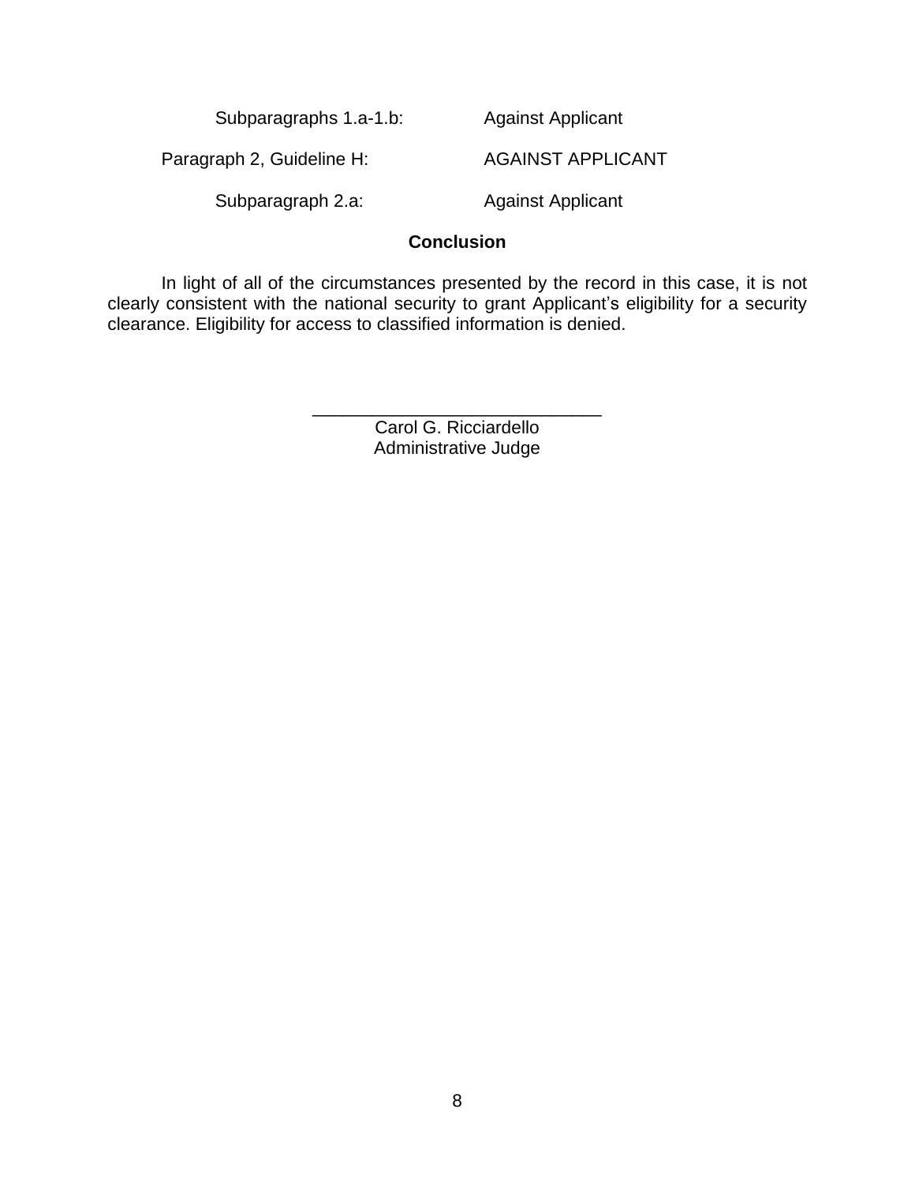Subparagraphs 1.a-1.b: Against Applicant

Paragraph 2, Guideline H: AGAINST APPLICANT

Subparagraph 2.a: Against Applicant

## Conclusion

In light of all of the circumstances presented by the record in this case, it is not clearly consistent with the national security to grant Applicant's eligibility for a security clearance. Eligibility for access to classified information is denied.

\_\_\_\_\_\_\_\_\_\_\_\_\_\_\_\_\_\_\_\_\_\_\_\_\_\_\_\_\_\_

Carol G. Ricciardello
Administrative Judge